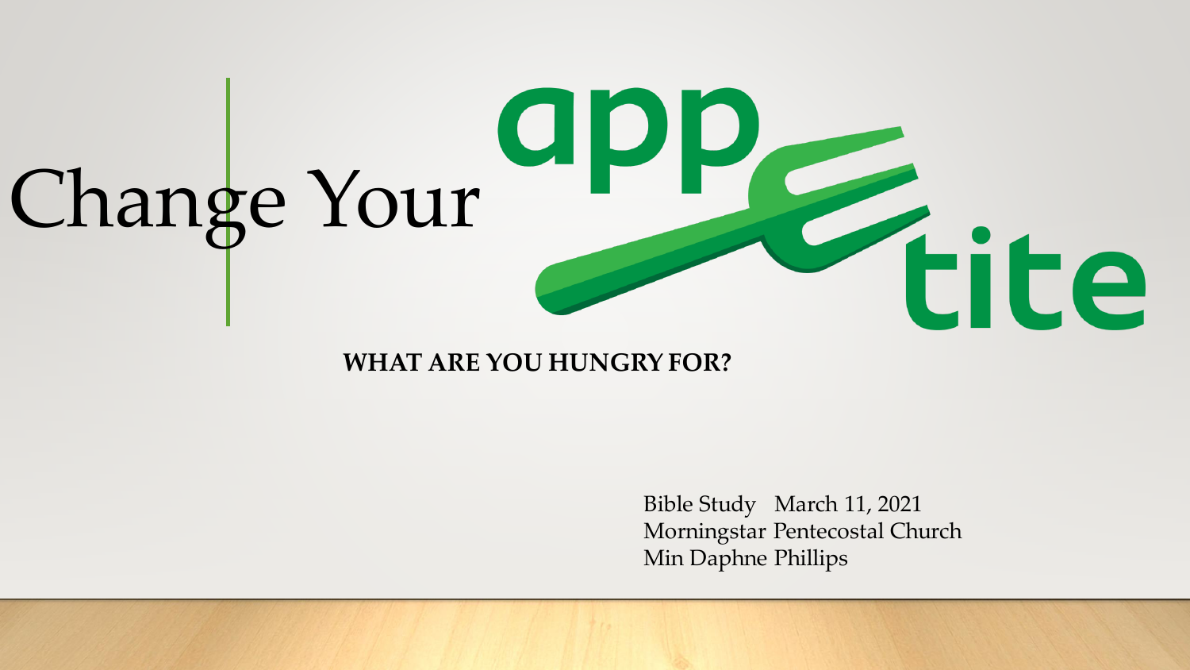# Change Your appetite

**WHAT ARE YOU HUNGRY FOR?**

Bible Study March 11, 2021
Morningstar Pentecostal Church
Min Daphne Phillips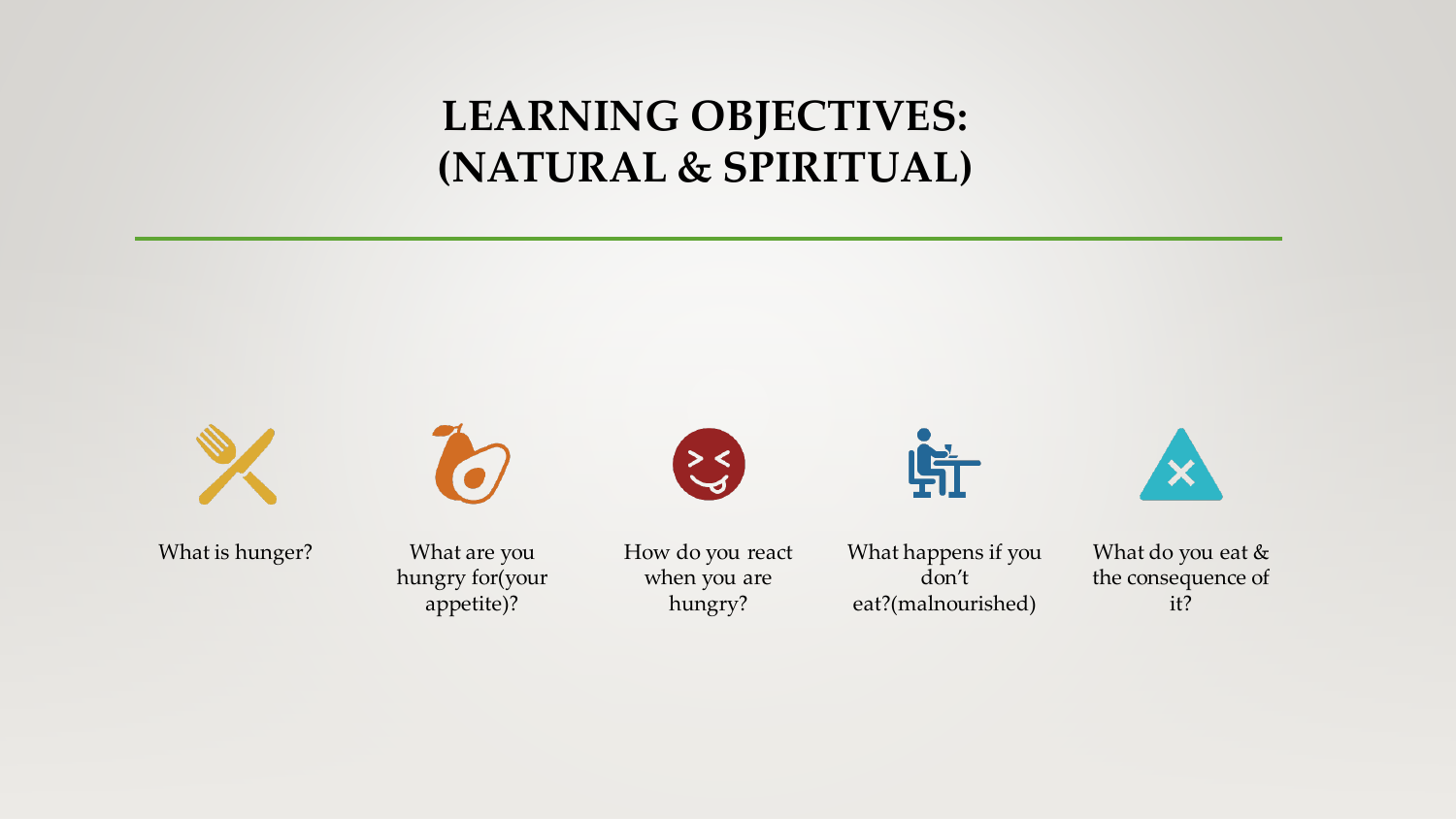# LEARNING OBJECTIVES: (NATURAL & SPIRITUAL)

- What is hunger?
- What are you hungry for(your appetite)?
- How do you react when you are hungry?
- What happens if you don't eat?(malnourished)
- What do you eat & the consequence of it?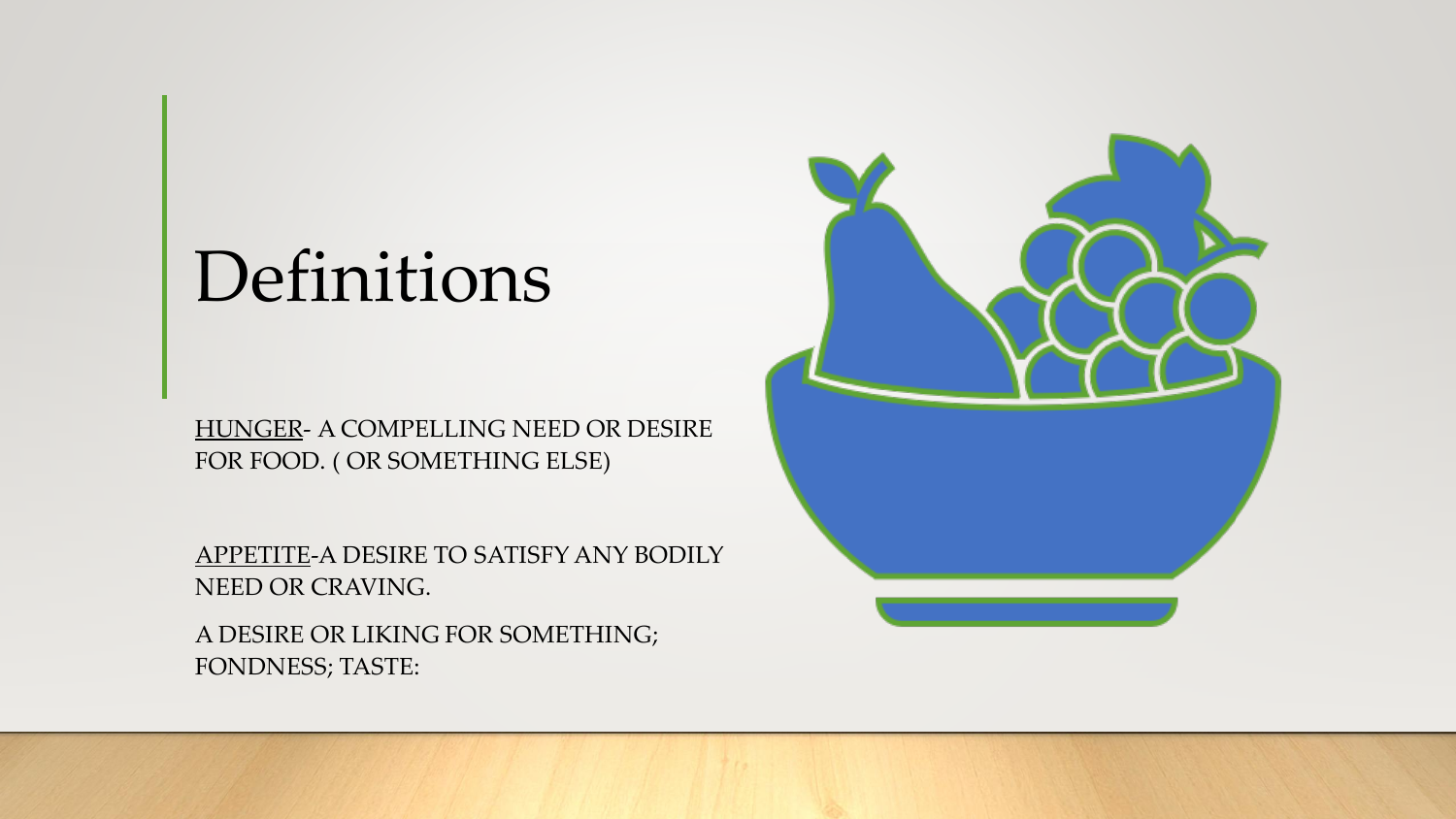# Definitions

HUNGER- A COMPELLING NEED OR DESIRE FOR FOOD. ( OR SOMETHING ELSE)

APPETITE-A DESIRE TO SATISFY ANY BODILY NEED OR CRAVING.

A DESIRE OR LIKING FOR SOMETHING; FONDNESS; TASTE: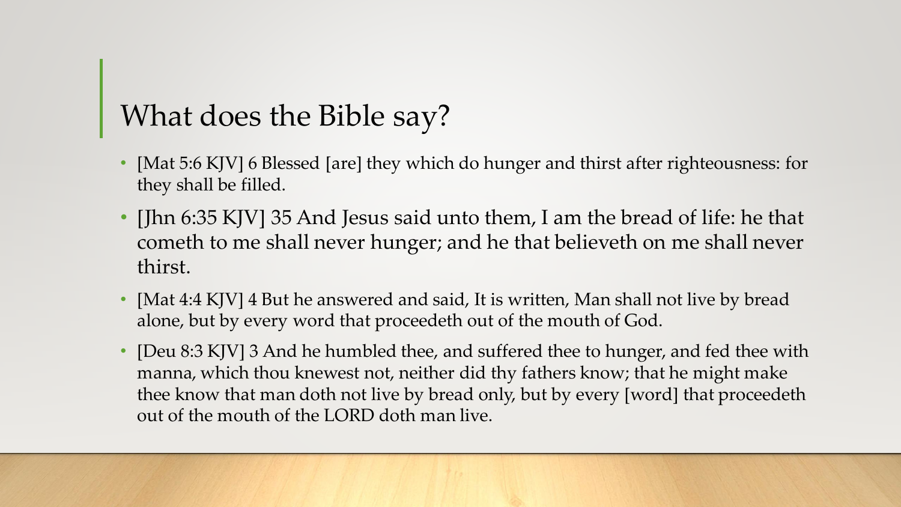# What does the Bible say?

- [Mat 5:6 KJV] 6 Blessed [are] they which do hunger and thirst after righteousness: for they shall be filled.
- [Jhn 6:35 KJV] 35 And Jesus said unto them, I am the bread of life: he that cometh to me shall never hunger; and he that believeth on me shall never thirst.
- [Mat 4:4 KJV] 4 But he answered and said, It is written, Man shall not live by bread alone, but by every word that proceedeth out of the mouth of God.
- [Deu 8:3 KJV] 3 And he humbled thee, and suffered thee to hunger, and fed thee with manna, which thou knewest not, neither did thy fathers know; that he might make thee know that man doth not live by bread only, but by every [word] that proceedeth out of the mouth of the LORD doth man live.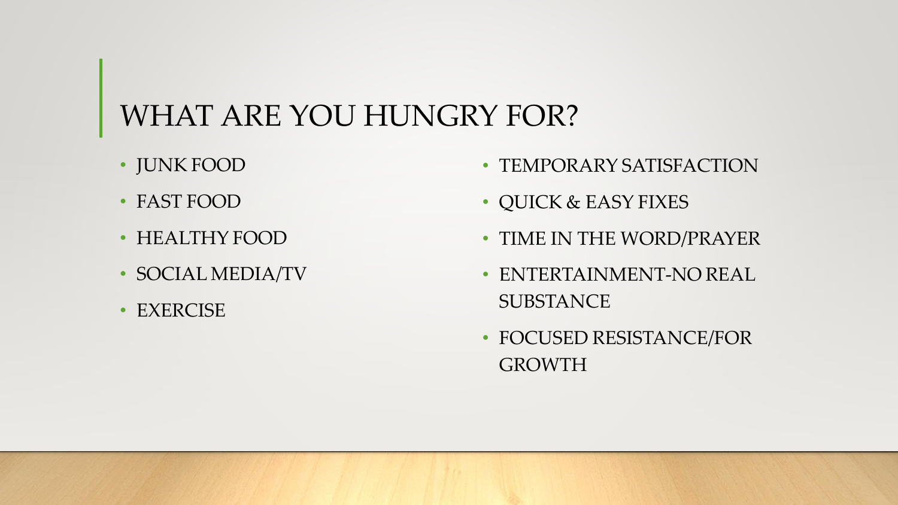# WHAT ARE YOU HUNGRY FOR?

- JUNK FOOD
- FAST FOOD
- HEALTHY FOOD
- SOCIAL MEDIA/TV
- EXERCISE

- TEMPORARY SATISFACTION
- QUICK & EASY FIXES
- TIME IN THE WORD/PRAYER
- ENTERTAINMENT-NO REAL SUBSTANCE
- FOCUSED RESISTANCE/FOR GROWTH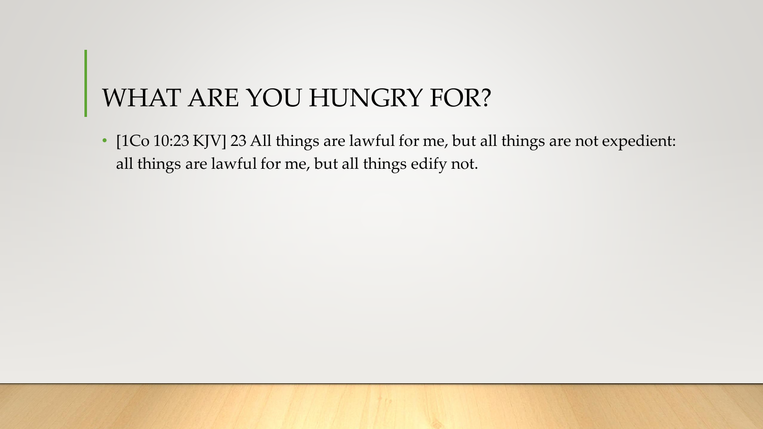# WHAT ARE YOU HUNGRY FOR?

- [1Co 10:23 KJV] 23 All things are lawful for me, but all things are not expedient: all things are lawful for me, but all things edify not.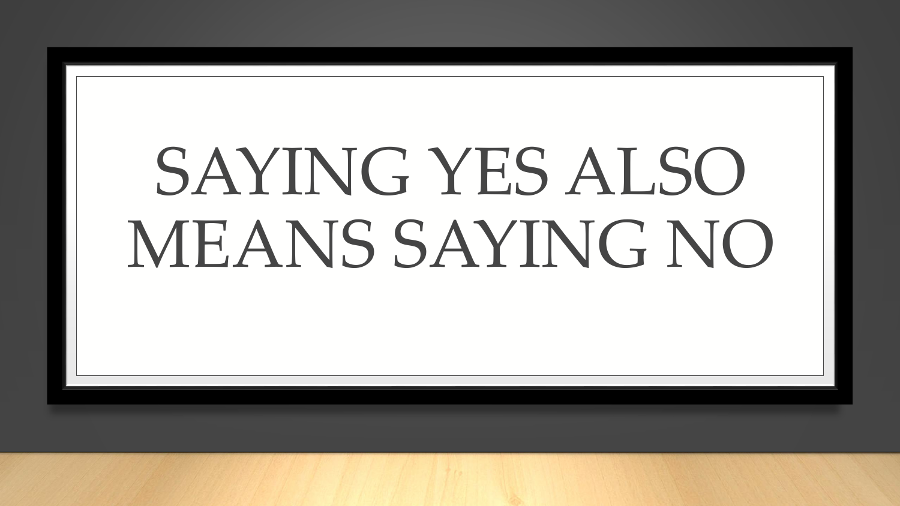# SAYING YES ALSO MEANS SAYING NO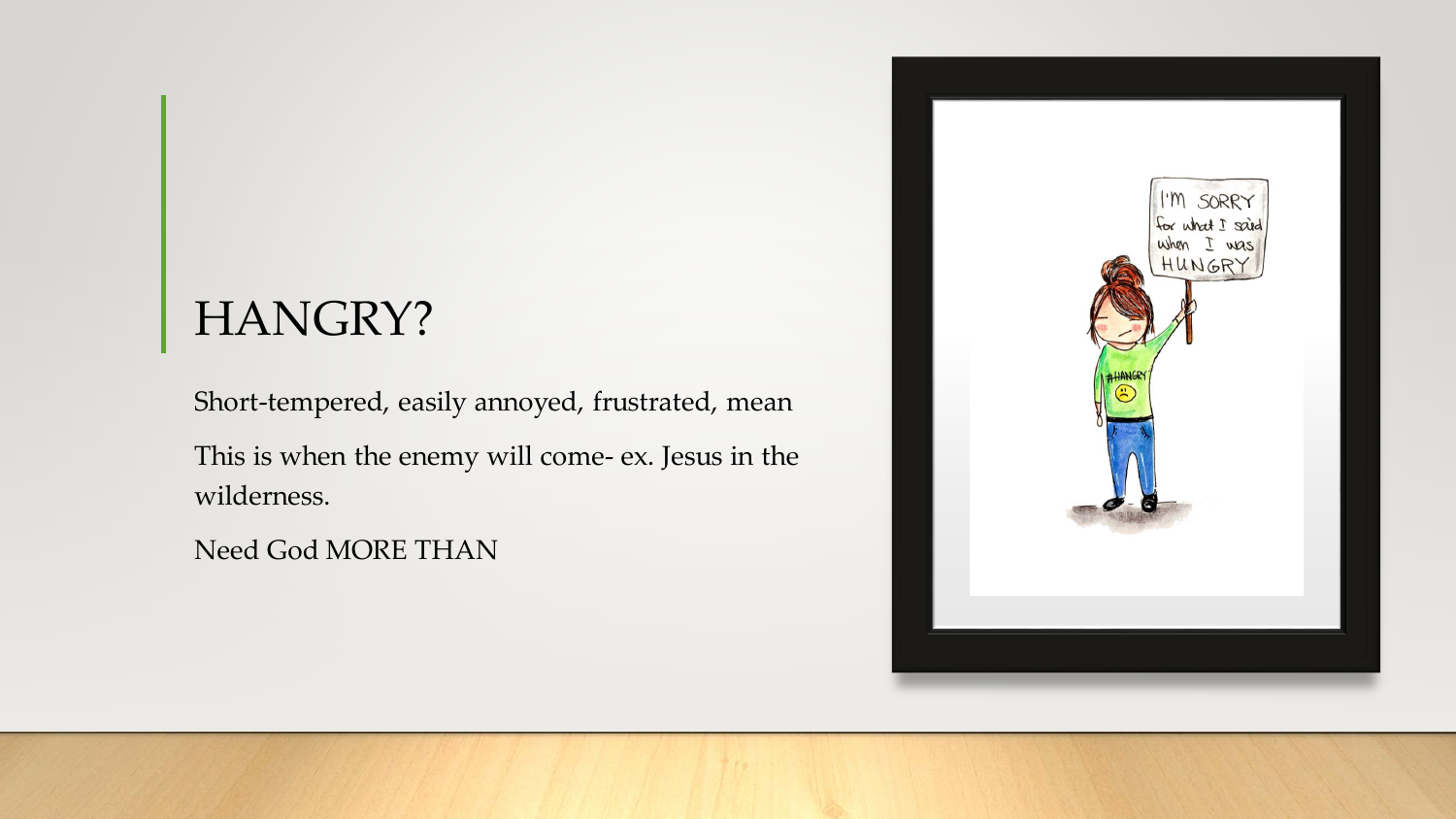# HANGRY?

Short-tempered, easily annoyed, frustrated, mean

This is when the enemy will come- ex. Jesus in the wilderness.

Need God MORE THAN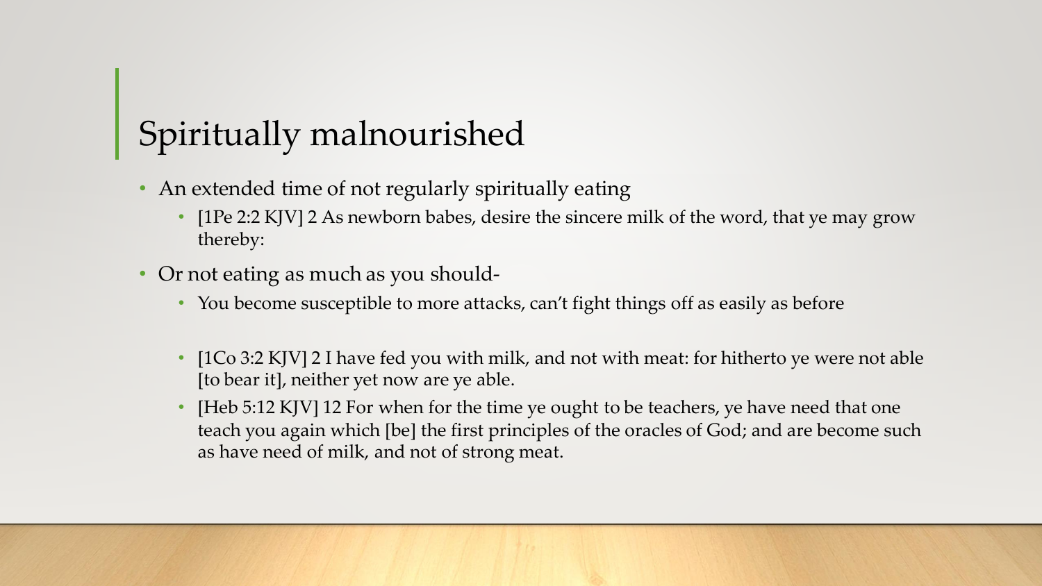# Spiritually malnourished

- An extended time of not regularly spiritually eating
  - [1Pe 2:2 KJV] 2 As newborn babes, desire the sincere milk of the word, that ye may grow thereby:
- Or not eating as much as you should-
  - You become susceptible to more attacks, can't fight things off as easily as before
  - [1Co 3:2 KJV] 2 I have fed you with milk, and not with meat: for hitherto ye were not able [to bear it], neither yet now are ye able.
  - [Heb 5:12 KJV] 12 For when for the time ye ought to be teachers, ye have need that one teach you again which [be] the first principles of the oracles of God; and are become such as have need of milk, and not of strong meat.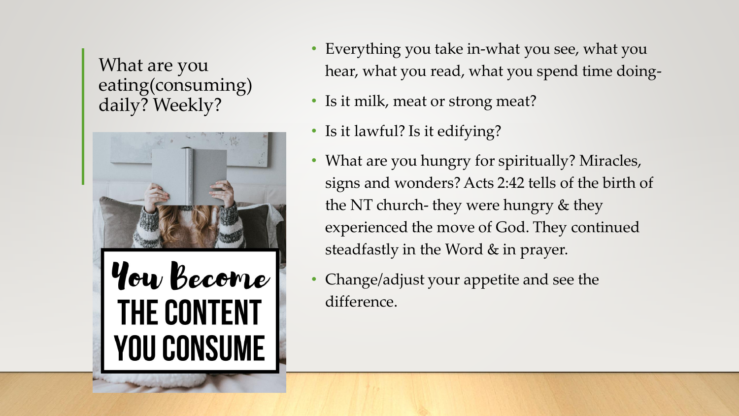## What are you eating(consuming) daily? Weekly?

You Become THE CONTENT YOU CONSUME

- Everything you take in-what you see, what you hear, what you read, what you spend time doing-
- Is it milk, meat or strong meat?
- Is it lawful? Is it edifying?
- What are you hungry for spiritually? Miracles, signs and wonders? Acts 2:42 tells of the birth of the NT church- they were hungry & they experienced the move of God. They continued steadfastly in the Word & in prayer.
- Change/adjust your appetite and see the difference.